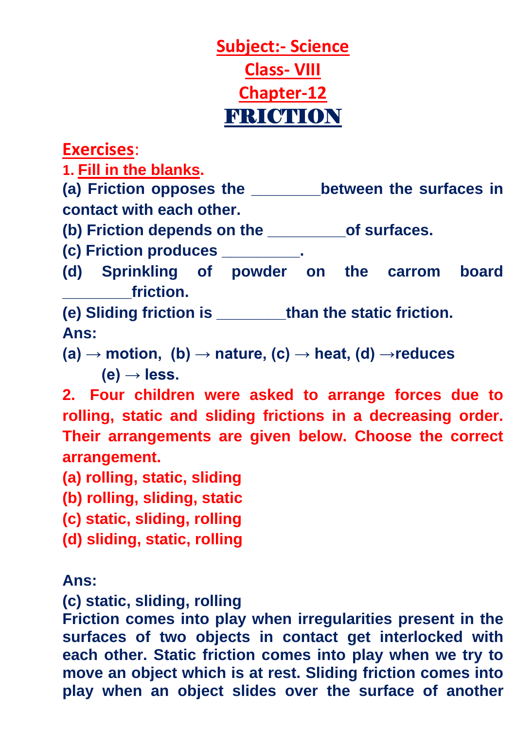# Subject:- Science

## Class- VIII

## Chapter-12

# FRICTION

## Exercises:

**1. Fill in the blanks.**

**(a) Friction opposes the ________between the surfaces in contact with each other.**

**(b) Friction depends on the _________of surfaces.**

**(c) Friction produces _________.**

**(d) Sprinkling of powder on the carrom board ________friction.**

**(e) Sliding friction is ________than the static friction.**

**Ans:**

**(a) → motion, (b) → nature, (c) → heat, (d) →reduces**
**(e) → less.**

**2. Four children were asked to arrange forces due to rolling, static and sliding frictions in a decreasing order. Their arrangements are given below. Choose the correct arrangement.**

**(a) rolling, static, sliding**

**(b) rolling, sliding, static**

**(c) static, sliding, rolling**

**(d) sliding, static, rolling**

**Ans:**

**(c) static, sliding, rolling**

**Friction comes into play when irregularities present in the surfaces of two objects in contact get interlocked with each other. Static friction comes into play when we try to move an object which is at rest. Sliding friction comes into play when an object slides over the surface of another**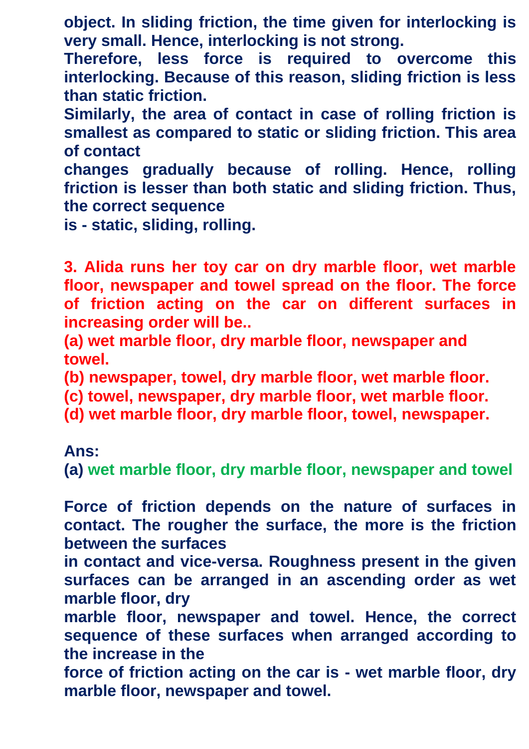**object. In sliding friction, the time given for interlocking is very small. Hence, interlocking is not strong.**

**Therefore, less force is required to overcome this interlocking. Because of this reason, sliding friction is less than static friction.**

**Similarly, the area of contact in case of rolling friction is smallest as compared to static or sliding friction. This area of contact changes gradually because of rolling. Hence, rolling friction is lesser than both static and sliding friction. Thus, the correct sequence is - static, sliding, rolling.**

**3. Alida runs her toy car on dry marble floor, wet marble floor, newspaper and towel spread on the floor. The force of friction acting on the car on different surfaces in increasing order will be..**

**(a) wet marble floor, dry marble floor, newspaper and towel.**

**(b) newspaper, towel, dry marble floor, wet marble floor.**

**(c) towel, newspaper, dry marble floor, wet marble floor.**

**(d) wet marble floor, dry marble floor, towel, newspaper.**

**Ans:**

**(a) wet marble floor, dry marble floor, newspaper and towel**

**Force of friction depends on the nature of surfaces in contact. The rougher the surface, the more is the friction between the surfaces in contact and vice-versa. Roughness present in the given surfaces can be arranged in an ascending order as wet marble floor, dry marble floor, newspaper and towel. Hence, the correct sequence of these surfaces when arranged according to the increase in the force of friction acting on the car is - wet marble floor, dry marble floor, newspaper and towel.**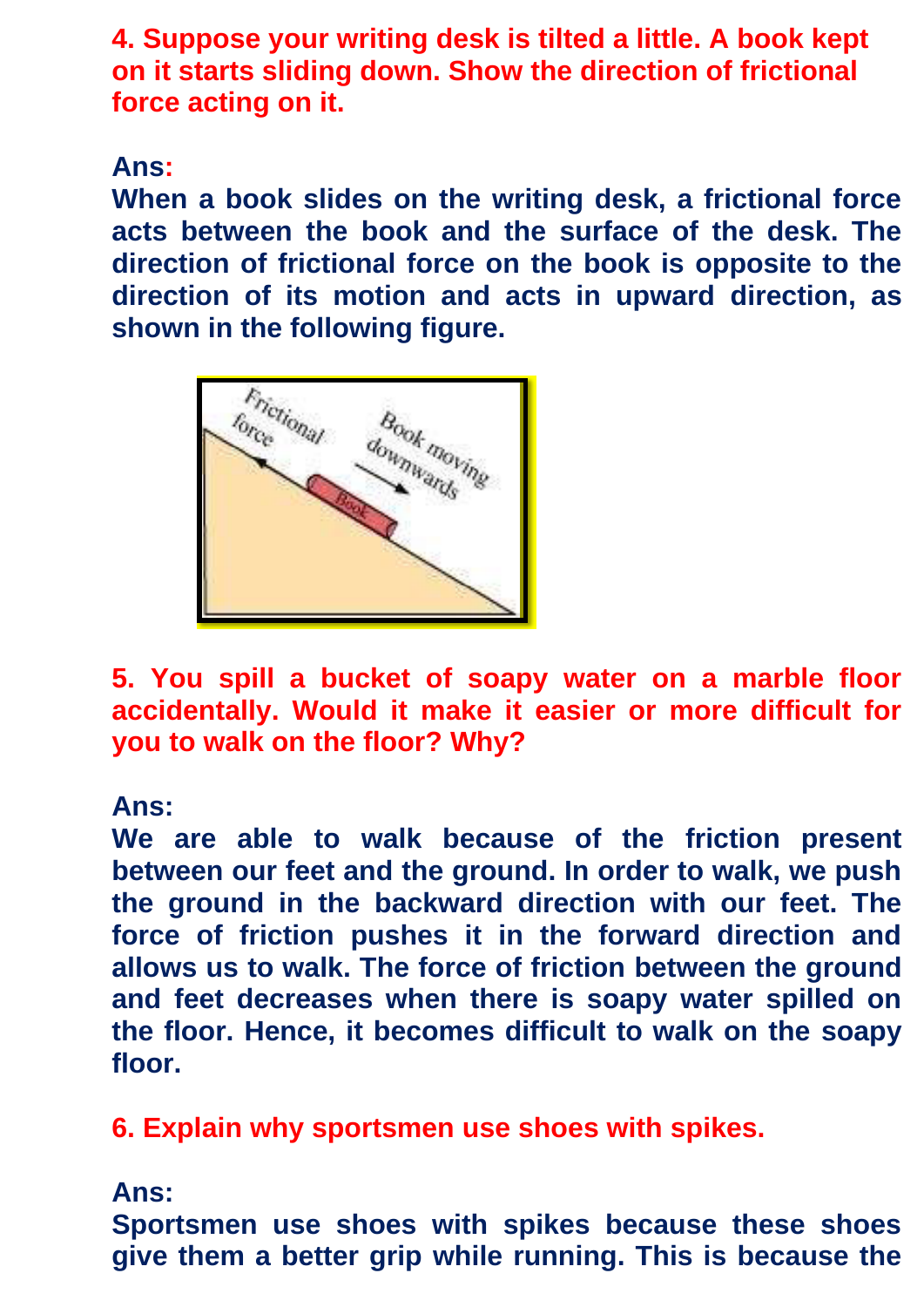**4. Suppose your writing desk is tilted a little. A book kept on it starts sliding down. Show the direction of frictional force acting on it.**

**Ans:**

When a book slides on the writing desk, a frictional force acts between the book and the surface of the desk. The direction of frictional force on the book is opposite to the direction of its motion and acts in upward direction, as shown in the following figure.

**5. You spill a bucket of soapy water on a marble floor accidentally. Would it make it easier or more difficult for you to walk on the floor? Why?**

**Ans:**

We are able to walk because of the friction present between our feet and the ground. In order to walk, we push the ground in the backward direction with our feet. The force of friction pushes it in the forward direction and allows us to walk. The force of friction between the ground and feet decreases when there is soapy water spilled on the floor. Hence, it becomes difficult to walk on the soapy floor.

**6. Explain why sportsmen use shoes with spikes.**

**Ans:**

Sportsmen use shoes with spikes because these shoes give them a better grip while running. This is because the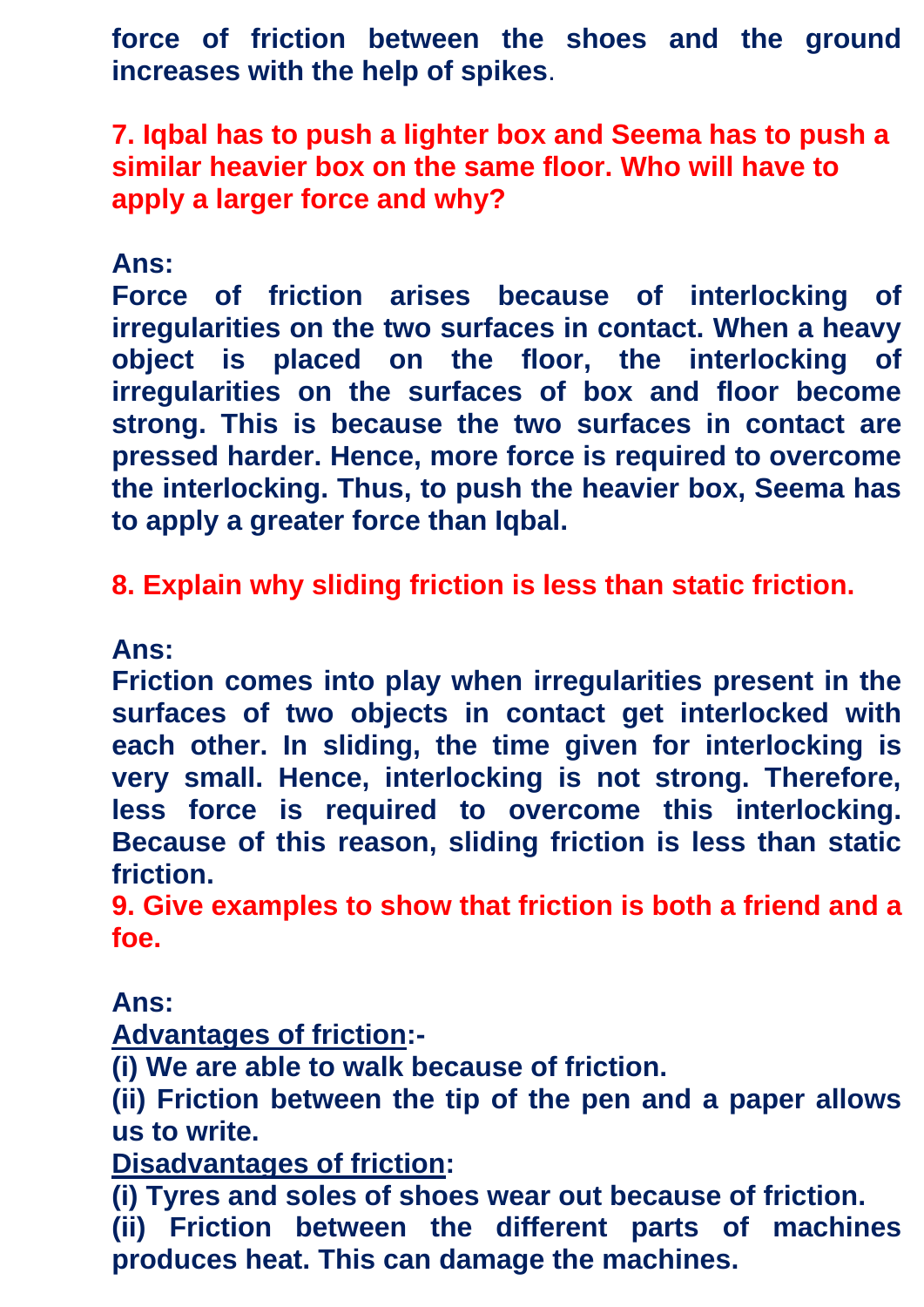**force of friction between the shoes and the ground increases with the help of spikes**.

**7. Iqbal has to push a lighter box and Seema has to push a similar heavier box on the same floor. Who will have to apply a larger force and why?**

**Ans:**
**Force of friction arises because of interlocking of irregularities on the two surfaces in contact. When a heavy object is placed on the floor, the interlocking of irregularities on the surfaces of box and floor become strong. This is because the two surfaces in contact are pressed harder. Hence, more force is required to overcome the interlocking. Thus, to push the heavier box, Seema has to apply a greater force than Iqbal.**

**8. Explain why sliding friction is less than static friction.**

**Ans:**
**Friction comes into play when irregularities present in the surfaces of two objects in contact get interlocked with each other. In sliding, the time given for interlocking is very small. Hence, interlocking is not strong. Therefore, less force is required to overcome this interlocking. Because of this reason, sliding friction is less than static friction.**

**9. Give examples to show that friction is both a friend and a foe.**

**Ans:**
**<u>Advantages of friction</u>:-**
**(i) We are able to walk because of friction.**
**(ii) Friction between the tip of the pen and a paper allows us to write.**
**<u>Disadvantages of friction</u>:**
**(i) Tyres and soles of shoes wear out because of friction.**
**(ii) Friction between the different parts of machines produces heat. This can damage the machines.**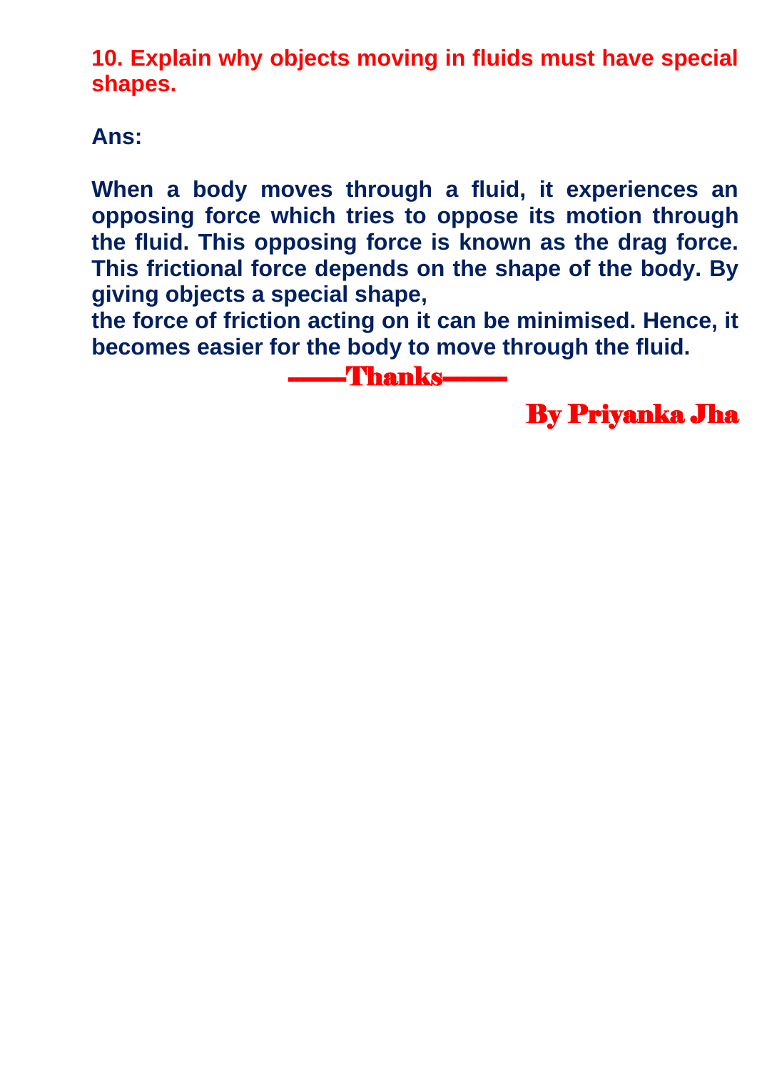**10. Explain why objects moving in fluids must have special shapes.**

**Ans:**

**When a body moves through a fluid, it experiences an opposing force which tries to oppose its motion through the fluid. This opposing force is known as the drag force. This frictional force depends on the shape of the body. By giving objects a special shape, the force of friction acting on it can be minimised. Hence, it becomes easier for the body to move through the fluid.**

**——Thanks——**

**By Priyanka Jha**